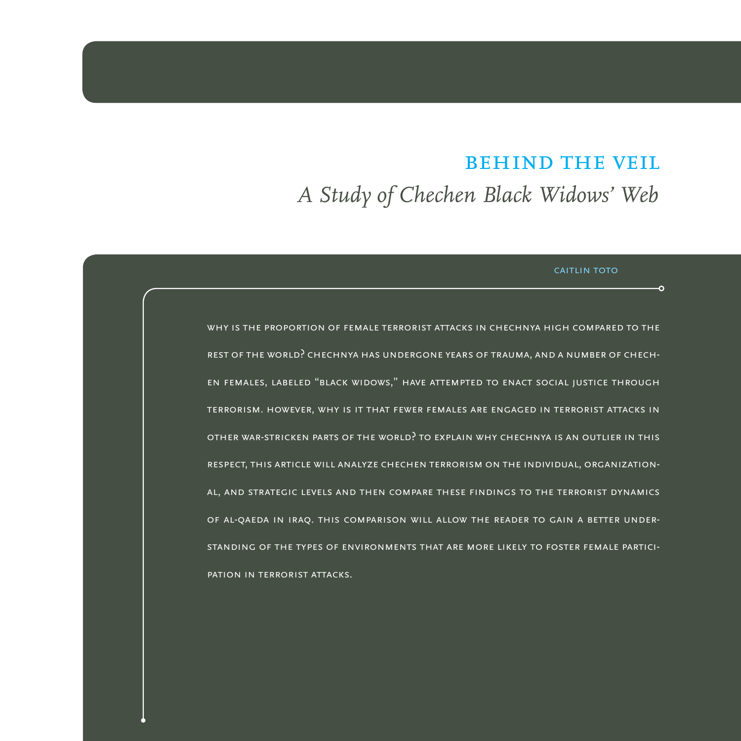# BEHIND THE VEIL

## *A Study of Chechen Black Widows' Web*

CAITLIN TOTO

WHY IS THE PROPORTION OF FEMALE TERRORIST ATTACKS IN CHECHNYA HIGH COMPARED TO THE REST OF THE WORLD? CHECHNYA HAS UNDERGONE YEARS OF TRAUMA, AND A NUMBER OF CHECHEN FEMALES, LABELED "BLACK WIDOWS," HAVE ATTEMPTED TO ENACT SOCIAL JUSTICE THROUGH TERRORISM. HOWEVER, WHY IS IT THAT FEWER FEMALES ARE ENGAGED IN TERRORIST ATTACKS IN OTHER WAR-STRICKEN PARTS OF THE WORLD? TO EXPLAIN WHY CHECHNYA IS AN OUTLIER IN THIS RESPECT, THIS ARTICLE WILL ANALYZE CHECHEN TERRORISM ON THE INDIVIDUAL, ORGANIZATIONAL, AND STRATEGIC LEVELS AND THEN COMPARE THESE FINDINGS TO THE TERRORIST DYNAMICS OF AL-QAEDA IN IRAQ. THIS COMPARISON WILL ALLOW THE READER TO GAIN A BETTER UNDERSTANDING OF THE TYPES OF ENVIRONMENTS THAT ARE MORE LIKELY TO FOSTER FEMALE PARTICIPATION IN TERRORIST ATTACKS.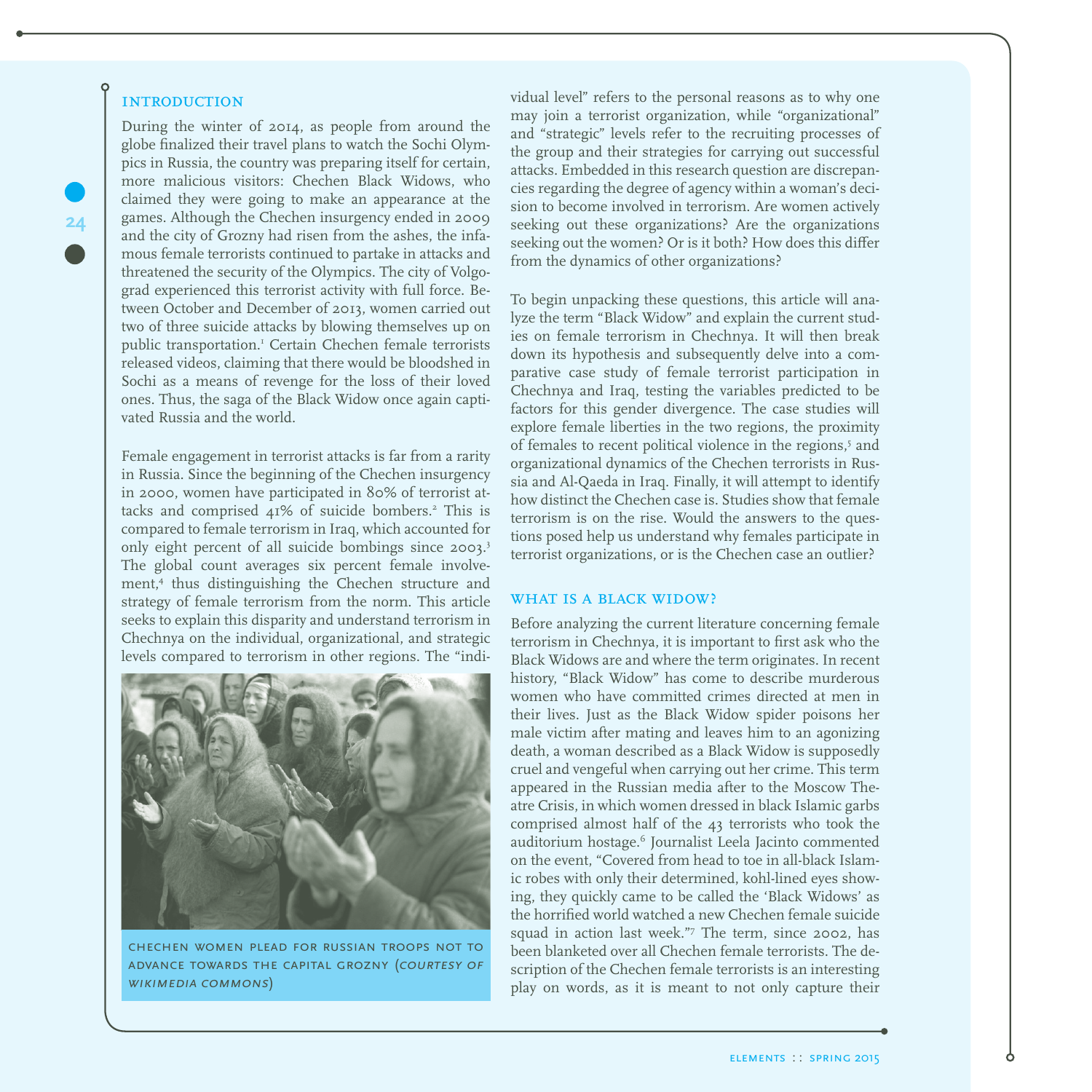## INTRODUCTION

During the winter of 2014, as people from around the globe finalized their travel plans to watch the Sochi Olympics in Russia, the country was preparing itself for certain, more malicious visitors: Chechen Black Widows, who claimed they were going to make an appearance at the games. Although the Chechen insurgency ended in 2009 and the city of Grozny had risen from the ashes, the infamous female terrorists continued to partake in attacks and threatened the security of the Olympics. The city of Volgograd experienced this terrorist activity with full force. Between October and December of 2013, women carried out two of three suicide attacks by blowing themselves up on public transportation.[1] Certain Chechen female terrorists released videos, claiming that there would be bloodshed in Sochi as a means of revenge for the loss of their loved ones. Thus, the saga of the Black Widow once again captivated Russia and the world.

Female engagement in terrorist attacks is far from a rarity in Russia. Since the beginning of the Chechen insurgency in 2000, women have participated in 80% of terrorist attacks and comprised 41% of suicide bombers.[2] This is compared to female terrorism in Iraq, which accounted for only eight percent of all suicide bombings since 2003.[3] The global count averages six percent female involvement,[4] thus distinguishing the Chechen structure and strategy of female terrorism from the norm. This article seeks to explain this disparity and understand terrorism in Chechnya on the individual, organizational, and strategic levels compared to terrorism in other regions. The "individual level" refers to the personal reasons as to why one may join a terrorist organization, while "organizational" and "strategic" levels refer to the recruiting processes of the group and their strategies for carrying out successful attacks. Embedded in this research question are discrepancies regarding the degree of agency within a woman's decision to become involved in terrorism. Are women actively seeking out these organizations? Are the organizations seeking out the women? Or is it both? How does this differ from the dynamics of other organizations?

CHECHEN WOMEN PLEAD FOR RUSSIAN TROOPS NOT TO ADVANCE TOWARDS THE CAPITAL GROZNY (*COURTESY OF WIKIMEDIA COMMONS*)

To begin unpacking these questions, this article will analyze the term "Black Widow" and explain the current studies on female terrorism in Chechnya. It will then break down its hypothesis and subsequently delve into a comparative case study of female terrorist participation in Chechnya and Iraq, testing the variables predicted to be factors for this gender divergence. The case studies will explore female liberties in the two regions, the proximity of females to recent political violence in the regions,[5] and organizational dynamics of the Chechen terrorists in Russia and Al-Qaeda in Iraq. Finally, it will attempt to identify how distinct the Chechen case is. Studies show that female terrorism is on the rise. Would the answers to the questions posed help us understand why females participate in terrorist organizations, or is the Chechen case an outlier?

## WHAT IS A BLACK WIDOW?

Before analyzing the current literature concerning female terrorism in Chechnya, it is important to first ask who the Black Widows are and where the term originates. In recent history, "Black Widow" has come to describe murderous women who have committed crimes directed at men in their lives. Just as the Black Widow spider poisons her male victim after mating and leaves him to an agonizing death, a woman described as a Black Widow is supposedly cruel and vengeful when carrying out her crime. This term appeared in the Russian media after to the Moscow Theatre Crisis, in which women dressed in black Islamic garbs comprised almost half of the 43 terrorists who took the auditorium hostage.[6] Journalist Leela Jacinto commented on the event, "Covered from head to toe in all-black Islamic robes with only their determined, kohl-lined eyes showing, they quickly came to be called the 'Black Widows' as the horrified world watched a new Chechen female suicide squad in action last week."[7] The term, since 2002, has been blanketed over all Chechen female terrorists. The description of the Chechen female terrorists is an interesting play on words, as it is meant to not only capture their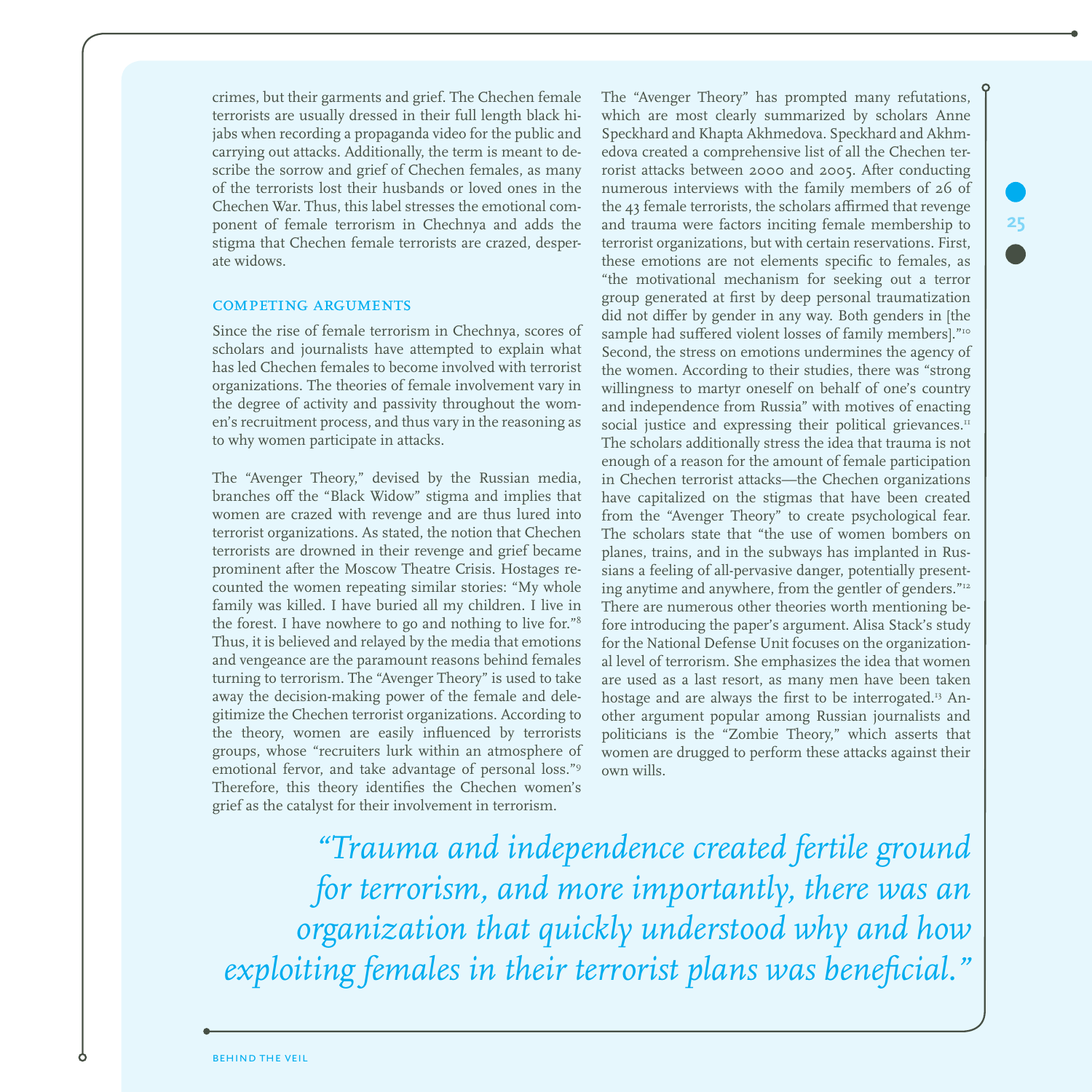crimes, but their garments and grief. The Chechen female terrorists are usually dressed in their full length black hijabs when recording a propaganda video for the public and carrying out attacks. Additionally, the term is meant to describe the sorrow and grief of Chechen females, as many of the terrorists lost their husbands or loved ones in the Chechen War. Thus, this label stresses the emotional component of female terrorism in Chechnya and adds the stigma that Chechen female terrorists are crazed, desperate widows.

## COMPETING ARGUMENTS

Since the rise of female terrorism in Chechnya, scores of scholars and journalists have attempted to explain what has led Chechen females to become involved with terrorist organizations. The theories of female involvement vary in the degree of activity and passivity throughout the women's recruitment process, and thus vary in the reasoning as to why women participate in attacks.

The "Avenger Theory," devised by the Russian media, branches off the "Black Widow" stigma and implies that women are crazed with revenge and are thus lured into terrorist organizations. As stated, the notion that Chechen terrorists are drowned in their revenge and grief became prominent after the Moscow Theatre Crisis. Hostages recounted the women repeating similar stories: "My whole family was killed. I have buried all my children. I live in the forest. I have nowhere to go and nothing to live for."[8] Thus, it is believed and relayed by the media that emotions and vengeance are the paramount reasons behind females turning to terrorism. The "Avenger Theory" is used to take away the decision-making power of the female and delegitimize the Chechen terrorist organizations. According to the theory, women are easily influenced by terrorists groups, whose "recruiters lurk within an atmosphere of emotional fervor, and take advantage of personal loss."[9] Therefore, this theory identifies the Chechen women's grief as the catalyst for their involvement in terrorism.

The "Avenger Theory" has prompted many refutations, which are most clearly summarized by scholars Anne Speckhard and Khapta Akhmedova. Speckhard and Akhmedova created a comprehensive list of all the Chechen terrorist attacks between 2000 and 2005. After conducting numerous interviews with the family members of 26 of the 43 female terrorists, the scholars affirmed that revenge and trauma were factors inciting female membership to terrorist organizations, but with certain reservations. First, these emotions are not elements specific to females, as "the motivational mechanism for seeking out a terror group generated at first by deep personal traumatization did not differ by gender in any way. Both genders in [the sample had suffered violent losses of family members]."[10] Second, the stress on emotions undermines the agency of the women. According to their studies, there was "strong willingness to martyr oneself on behalf of one's country and independence from Russia" with motives of enacting social justice and expressing their political grievances.[11] The scholars additionally stress the idea that trauma is not enough of a reason for the amount of female participation in Chechen terrorist attacks—the Chechen organizations have capitalized on the stigmas that have been created from the "Avenger Theory" to create psychological fear. The scholars state that "the use of women bombers on planes, trains, and in the subways has implanted in Russians a feeling of all-pervasive danger, potentially presenting anytime and anywhere, from the gentler of genders."[12] There are numerous other theories worth mentioning before introducing the paper's argument. Alisa Stack's study for the National Defense Unit focuses on the organizational level of terrorism. She emphasizes the idea that women are used as a last resort, as many men have been taken hostage and are always the first to be interrogated.[13] Another argument popular among Russian journalists and politicians is the "Zombie Theory," which asserts that women are drugged to perform these attacks against their own wills.

> *"Trauma and independence created fertile ground for terrorism, and more importantly, there was an organization that quickly understood why and how exploiting females in their terrorist plans was beneficial."*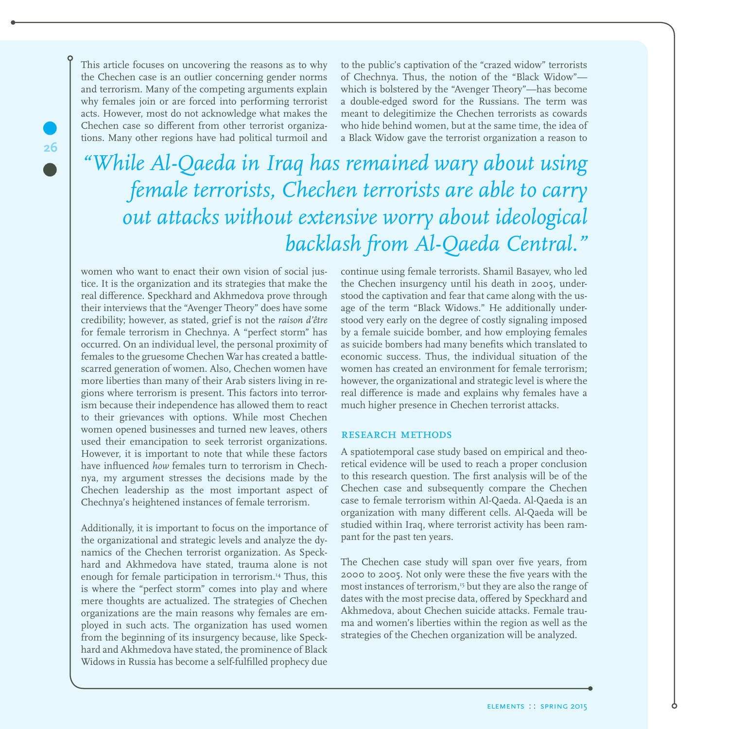This article focuses on uncovering the reasons as to why the Chechen case is an outlier concerning gender norms and terrorism. Many of the competing arguments explain why females join or are forced into performing terrorist acts. However, most do not acknowledge what makes the Chechen case so different from other terrorist organizations. Many other regions have had political turmoil and women who want to enact their own vision of social justice. It is the organization and its strategies that make the real difference. Speckhard and Akhmedova prove through their interviews that the "Avenger Theory" does have some credibility; however, as stated, grief is not the *raison d'être* for female terrorism in Chechnya. A "perfect storm" has occurred. On an individual level, the personal proximity of females to the gruesome Chechen War has created a battle-scarred generation of women. Also, Chechen women have more liberties than many of their Arab sisters living in regions where terrorism is present. This factors into terrorism because their independence has allowed them to react to their grievances with options. While most Chechen women opened businesses and turned new leaves, others used their emancipation to seek terrorist organizations. However, it is important to note that while these factors have influenced *how* females turn to terrorism in Chechnya, my argument stresses the decisions made by the Chechen leadership as the most important aspect of Chechnya's heightened instances of female terrorism.

Additionally, it is important to focus on the importance of the organizational and strategic levels and analyze the dynamics of the Chechen terrorist organization. As Speckhard and Akhmedova have stated, trauma alone is not enough for female participation in terrorism.[14] Thus, this is where the "perfect storm" comes into play and where mere thoughts are actualized. The strategies of Chechen organizations are the main reasons why females are employed in such acts. The organization has used women from the beginning of its insurgency because, like Speckhard and Akhmedova have stated, the prominence of Black Widows in Russia has become a self-fulfilled prophecy due to the public's captivation of the "crazed widow" terrorists of Chechnya. Thus, the notion of the "Black Widow"—which is bolstered by the "Avenger Theory"—has become a double-edged sword for the Russians. The term was meant to delegitimize the Chechen terrorists as cowards who hide behind women, but at the same time, the idea of a Black Widow gave the terrorist organization a reason to continue using female terrorists. Shamil Basayev, who led the Chechen insurgency until his death in 2005, understood the captivation and fear that came along with the usage of the term "Black Widows." He additionally understood very early on the degree of costly signaling imposed by a female suicide bomber, and how employing females as suicide bombers had many benefits which translated to economic success. Thus, the individual situation of the women has created an environment for female terrorism; however, the organizational and strategic level is where the real difference is made and explains why females have a much higher presence in Chechen terrorist attacks.

> *"While Al-Qaeda in Iraq has remained wary about using female terrorists, Chechen terrorists are able to carry out attacks without extensive worry about ideological backlash from Al-Qaeda Central."*

## Research Methods

A spatiotemporal case study based on empirical and theoretical evidence will be used to reach a proper conclusion to this research question. The first analysis will be of the Chechen case and subsequently compare the Chechen case to female terrorism within Al-Qaeda. Al-Qaeda is an organization with many different cells. Al-Qaeda will be studied within Iraq, where terrorist activity has been rampant for the past ten years.

The Chechen case study will span over five years, from 2000 to 2005. Not only were these the five years with the most instances of terrorism,[15] but they are also the range of dates with the most precise data, offered by Speckhard and Akhmedova, about Chechen suicide attacks. Female trauma and women's liberties within the region as well as the strategies of the Chechen organization will be analyzed.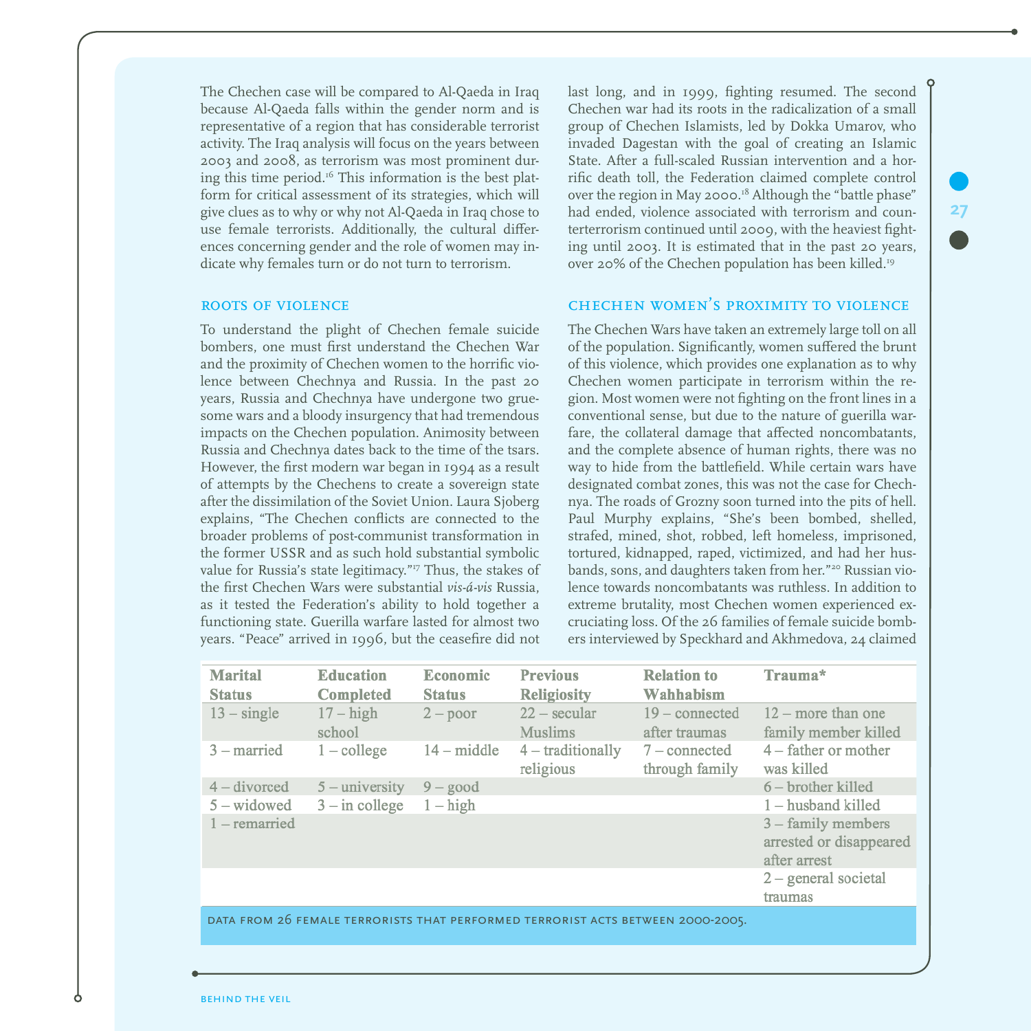The Chechen case will be compared to Al-Qaeda in Iraq because Al-Qaeda falls within the gender norm and is representative of a region that has considerable terrorist activity. The Iraq analysis will focus on the years between 2003 and 2008, as terrorism was most prominent during this time period.[16] This information is the best platform for critical assessment of its strategies, which will give clues as to why or why not Al-Qaeda in Iraq chose to use female terrorists. Additionally, the cultural differences concerning gender and the role of women may indicate why females turn or do not turn to terrorism.

## ROOTS OF VIOLENCE

To understand the plight of Chechen female suicide bombers, one must first understand the Chechen War and the proximity of Chechen women to the horrific violence between Chechnya and Russia. In the past 20 years, Russia and Chechnya have undergone two gruesome wars and a bloody insurgency that had tremendous impacts on the Chechen population. Animosity between Russia and Chechnya dates back to the time of the tsars. However, the first modern war began in 1994 as a result of attempts by the Chechens to create a sovereign state after the dissimilation of the Soviet Union. Laura Sjoberg explains, "The Chechen conflicts are connected to the broader problems of post-communist transformation in the former USSR and as such hold substantial symbolic value for Russia's state legitimacy."[17] Thus, the stakes of the first Chechen Wars were substantial *vis-á-vis* Russia, as it tested the Federation's ability to hold together a functioning state. Guerilla warfare lasted for almost two years. "Peace" arrived in 1996, but the ceasefire did not last long, and in 1999, fighting resumed. The second Chechen war had its roots in the radicalization of a small group of Chechen Islamists, led by Dokka Umarov, who invaded Dagestan with the goal of creating an Islamic State. After a full-scaled Russian intervention and a horrific death toll, the Federation claimed complete control over the region in May 2000.[18] Although the "battle phase" had ended, violence associated with terrorism and counterterrorism continued until 2009, with the heaviest fighting until 2003. It is estimated that in the past 20 years, over 20% of the Chechen population has been killed.[19]

## CHECHEN WOMEN'S PROXIMITY TO VIOLENCE

The Chechen Wars have taken an extremely large toll on all of the population. Significantly, women suffered the brunt of this violence, which provides one explanation as to why Chechen women participate in terrorism within the region. Most women were not fighting on the front lines in a conventional sense, but due to the nature of guerilla warfare, the collateral damage that affected noncombatants, and the complete absence of human rights, there was no way to hide from the battlefield. While certain wars have designated combat zones, this was not the case for Chechnya. The roads of Grozny soon turned into the pits of hell. Paul Murphy explains, "She's been bombed, shelled, strafed, mined, shot, robbed, left homeless, imprisoned, tortured, kidnapped, raped, victimized, and had her husbands, sons, and daughters taken from her."[20] Russian violence towards noncombatants was ruthless. In addition to extreme brutality, most Chechen women experienced excruciating loss. Of the 26 families of female suicide bombers interviewed by Speckhard and Akhmedova, 24 claimed

| Marital Status | Education Completed | Economic Status | Previous Religiosity | Relation to Wahhabism | Trauma* |
|---|---|---|---|---|---|
| 13 – single | 17 – high school | 2 – poor | 22 – secular Muslims | 19 – connected after traumas | 12 – more than one family member killed |
| 3 – married | 1 – college | 14 – middle | 4 – traditionally religious | 7 – connected through family | 4 – father or mother was killed |
| 4 – divorced | 5 – university | 9 – good | | | 6 – brother killed |
| 5 – widowed | 3 – in college | 1 – high | | | 1 – husband killed |
| 1 – remarried | | | | | 3 – family members arrested or disappeared after arrest |
| | | | | | 2 – general societal traumas |

DATA FROM 26 FEMALE TERRORISTS THAT PERFORMED TERRORIST ACTS BETWEEN 2000-2005.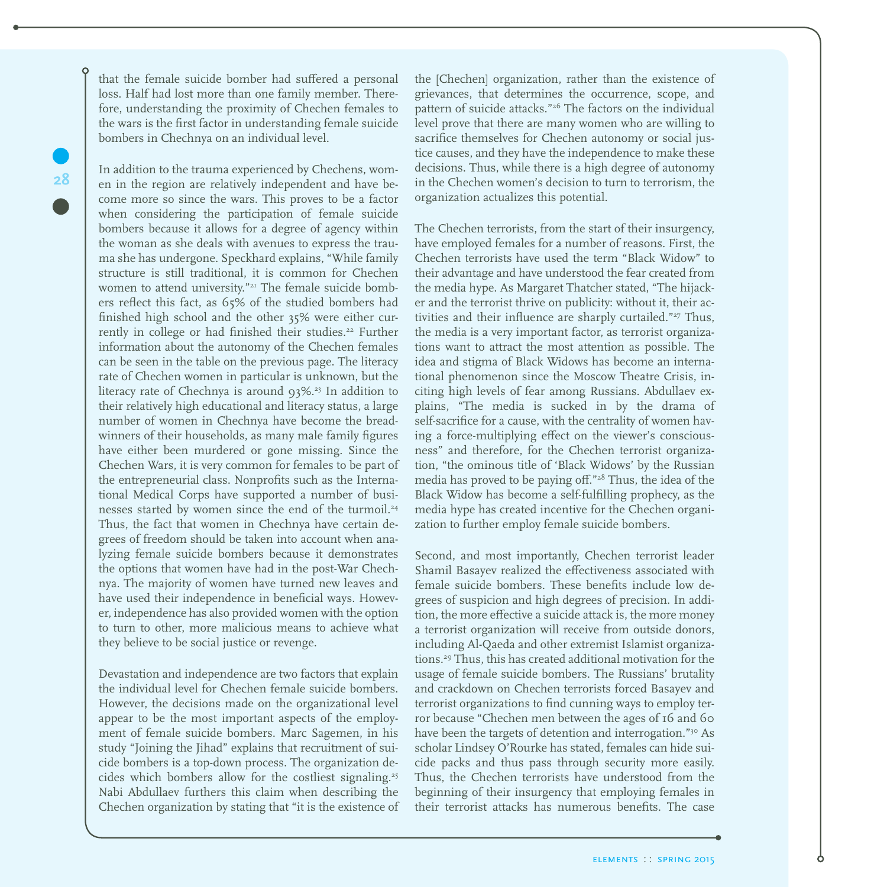that the female suicide bomber had suffered a personal loss. Half had lost more than one family member. Therefore, understanding the proximity of Chechen females to the wars is the first factor in understanding female suicide bombers in Chechnya on an individual level.

In addition to the trauma experienced by Chechens, women in the region are relatively independent and have become more so since the wars. This proves to be a factor when considering the participation of female suicide bombers because it allows for a degree of agency within the woman as she deals with avenues to express the trauma she has undergone. Speckhard explains, "While family structure is still traditional, it is common for Chechen women to attend university."[21] The female suicide bombers reflect this fact, as 65% of the studied bombers had finished high school and the other 35% were either currently in college or had finished their studies.[22] Further information about the autonomy of the Chechen females can be seen in the table on the previous page. The literacy rate of Chechen women in particular is unknown, but the literacy rate of Chechnya is around 93%.[23] In addition to their relatively high educational and literacy status, a large number of women in Chechnya have become the breadwinners of their households, as many male family figures have either been murdered or gone missing. Since the Chechen Wars, it is very common for females to be part of the entrepreneurial class. Nonprofits such as the International Medical Corps have supported a number of businesses started by women since the end of the turmoil.[24] Thus, the fact that women in Chechnya have certain degrees of freedom should be taken into account when analyzing female suicide bombers because it demonstrates the options that women have had in the post-War Chechnya. The majority of women have turned new leaves and have used their independence in beneficial ways. However, independence has also provided women with the option to turn to other, more malicious means to achieve what they believe to be social justice or revenge.

Devastation and independence are two factors that explain the individual level for Chechen female suicide bombers. However, the decisions made on the organizational level appear to be the most important aspects of the employment of female suicide bombers. Marc Sagemen, in his study "Joining the Jihad" explains that recruitment of suicide bombers is a top-down process. The organization decides which bombers allow for the costliest signaling.[25] Nabi Abdullaev furthers this claim when describing the Chechen organization by stating that "it is the existence of the [Chechen] organization, rather than the existence of grievances, that determines the occurrence, scope, and pattern of suicide attacks."[26] The factors on the individual level prove that there are many women who are willing to sacrifice themselves for Chechen autonomy or social justice causes, and they have the independence to make these decisions. Thus, while there is a high degree of autonomy in the Chechen women's decision to turn to terrorism, the organization actualizes this potential.

The Chechen terrorists, from the start of their insurgency, have employed females for a number of reasons. First, the Chechen terrorists have used the term "Black Widow" to their advantage and have understood the fear created from the media hype. As Margaret Thatcher stated, "The hijacker and the terrorist thrive on publicity: without it, their activities and their influence are sharply curtailed."[27] Thus, the media is a very important factor, as terrorist organizations want to attract the most attention as possible. The idea and stigma of Black Widows has become an international phenomenon since the Moscow Theatre Crisis, inciting high levels of fear among Russians. Abdullaev explains, "The media is sucked in by the drama of self-sacrifice for a cause, with the centrality of women having a force-multiplying effect on the viewer's consciousness" and therefore, for the Chechen terrorist organization, "the ominous title of 'Black Widows' by the Russian media has proved to be paying off."[28] Thus, the idea of the Black Widow has become a self-fulfilling prophecy, as the media hype has created incentive for the Chechen organization to further employ female suicide bombers.

Second, and most importantly, Chechen terrorist leader Shamil Basayev realized the effectiveness associated with female suicide bombers. These benefits include low degrees of suspicion and high degrees of precision. In addition, the more effective a suicide attack is, the more money a terrorist organization will receive from outside donors, including Al-Qaeda and other extremist Islamist organizations.[29] Thus, this has created additional motivation for the usage of female suicide bombers. The Russians' brutality and crackdown on Chechen terrorists forced Basayev and terrorist organizations to find cunning ways to employ terror because "Chechen men between the ages of 16 and 60 have been the targets of detention and interrogation."[30] As scholar Lindsey O'Rourke has stated, females can hide suicide packs and thus pass through security more easily. Thus, the Chechen terrorists have understood from the beginning of their insurgency that employing females in their terrorist attacks has numerous benefits. The case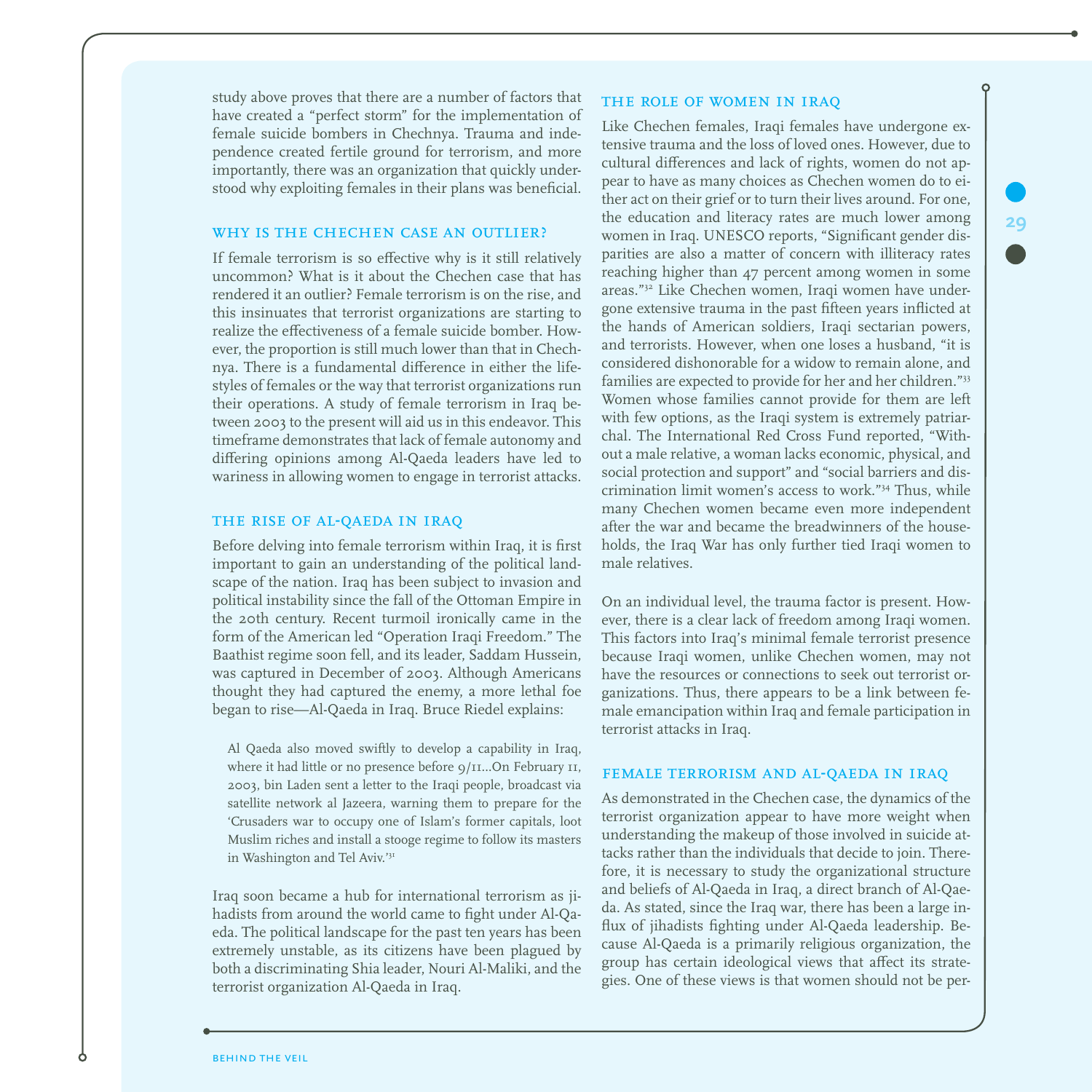study above proves that there are a number of factors that have created a "perfect storm" for the implementation of female suicide bombers in Chechnya. Trauma and independence created fertile ground for terrorism, and more importantly, there was an organization that quickly understood why exploiting females in their plans was beneficial.

### Why is the Chechen Case an Outlier?

If female terrorism is so effective why is it still relatively uncommon? What is it about the Chechen case that has rendered it an outlier? Female terrorism is on the rise, and this insinuates that terrorist organizations are starting to realize the effectiveness of a female suicide bomber. However, the proportion is still much lower than that in Chechnya. There is a fundamental difference in either the lifestyles of females or the way that terrorist organizations run their operations. A study of female terrorism in Iraq between 2003 to the present will aid us in this endeavor. This timeframe demonstrates that lack of female autonomy and differing opinions among Al-Qaeda leaders have led to wariness in allowing women to engage in terrorist attacks.

### The Rise of Al-Qaeda in Iraq

Before delving into female terrorism within Iraq, it is first important to gain an understanding of the political landscape of the nation. Iraq has been subject to invasion and political instability since the fall of the Ottoman Empire in the 20th century. Recent turmoil ironically came in the form of the American led "Operation Iraqi Freedom." The Baathist regime soon fell, and its leader, Saddam Hussein, was captured in December of 2003. Although Americans thought they had captured the enemy, a more lethal foe began to rise—Al-Qaeda in Iraq. Bruce Riedel explains:

> Al Qaeda also moved swiftly to develop a capability in Iraq, where it had little or no presence before 9/11...On February 11, 2003, bin Laden sent a letter to the Iraqi people, broadcast via satellite network al Jazeera, warning them to prepare for the 'Crusaders war to occupy one of Islam's former capitals, loot Muslim riches and install a stooge regime to follow its masters in Washington and Tel Aviv.'[31]

Iraq soon became a hub for international terrorism as jihadists from around the world came to fight under Al-Qaeda. The political landscape for the past ten years has been extremely unstable, as its citizens have been plagued by both a discriminating Shia leader, Nouri Al-Maliki, and the terrorist organization Al-Qaeda in Iraq.

### The Role of Women in Iraq

Like Chechen females, Iraqi females have undergone extensive trauma and the loss of loved ones. However, due to cultural differences and lack of rights, women do not appear to have as many choices as Chechen women do to either act on their grief or to turn their lives around. For one, the education and literacy rates are much lower among women in Iraq. UNESCO reports, "Significant gender disparities are also a matter of concern with illiteracy rates reaching higher than 47 percent among women in some areas."[32] Like Chechen women, Iraqi women have undergone extensive trauma in the past fifteen years inflicted at the hands of American soldiers, Iraqi sectarian powers, and terrorists. However, when one loses a husband, "it is considered dishonorable for a widow to remain alone, and families are expected to provide for her and her children."[33] Women whose families cannot provide for them are left with few options, as the Iraqi system is extremely patriarchal. The International Red Cross Fund reported, "Without a male relative, a woman lacks economic, physical, and social protection and support" and "social barriers and discrimination limit women's access to work."[34] Thus, while many Chechen women became even more independent after the war and became the breadwinners of the households, the Iraq War has only further tied Iraqi women to male relatives.

On an individual level, the trauma factor is present. However, there is a clear lack of freedom among Iraqi women. This factors into Iraq's minimal female terrorist presence because Iraqi women, unlike Chechen women, may not have the resources or connections to seek out terrorist organizations. Thus, there appears to be a link between female emancipation within Iraq and female participation in terrorist attacks in Iraq.

### Female Terrorism and Al-Qaeda in Iraq

As demonstrated in the Chechen case, the dynamics of the terrorist organization appear to have more weight when understanding the makeup of those involved in suicide attacks rather than the individuals that decide to join. Therefore, it is necessary to study the organizational structure and beliefs of Al-Qaeda in Iraq, a direct branch of Al-Qaeda. As stated, since the Iraq war, there has been a large influx of jihadists fighting under Al-Qaeda leadership. Because Al-Qaeda is a primarily religious organization, the group has certain ideological views that affect its strategies. One of these views is that women should not be per-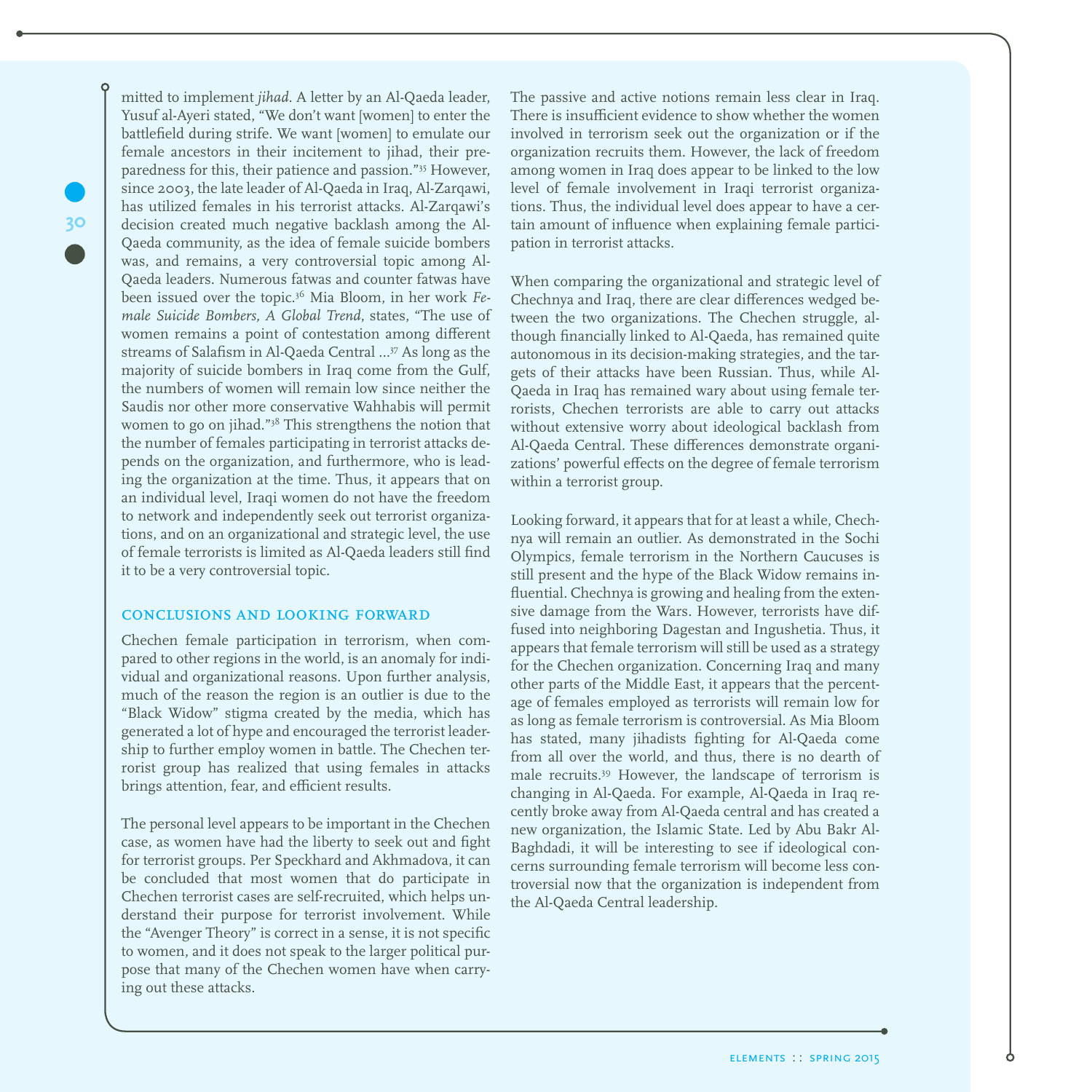mitted to implement *jihad*. A letter by an Al-Qaeda leader, Yusuf al-Ayeri stated, "We don't want [women] to enter the battlefield during strife. We want [women] to emulate our female ancestors in their incitement to jihad, their preparedness for this, their patience and passion."[35] However, since 2003, the late leader of Al-Qaeda in Iraq, Al-Zarqawi, has utilized females in his terrorist attacks. Al-Zarqawi's decision created much negative backlash among the Al-Qaeda community, as the idea of female suicide bombers was, and remains, a very controversial topic among Al-Qaeda leaders. Numerous fatwas and counter fatwas have been issued over the topic.[36] Mia Bloom, in her work *Female Suicide Bombers, A Global Trend*, states, "The use of women remains a point of contestation among different streams of Salafism in Al-Qaeda Central ...[37] As long as the majority of suicide bombers in Iraq come from the Gulf, the numbers of women will remain low since neither the Saudis nor other more conservative Wahhabis will permit women to go on jihad."[38] This strengthens the notion that the number of females participating in terrorist attacks depends on the organization, and furthermore, who is leading the organization at the time. Thus, it appears that on an individual level, Iraqi women do not have the freedom to network and independently seek out terrorist organizations, and on an organizational and strategic level, the use of female terrorists is limited as Al-Qaeda leaders still find it to be a very controversial topic.

## CONCLUSIONS AND LOOKING FORWARD

Chechen female participation in terrorism, when compared to other regions in the world, is an anomaly for individual and organizational reasons. Upon further analysis, much of the reason the region is an outlier is due to the "Black Widow" stigma created by the media, which has generated a lot of hype and encouraged the terrorist leadership to further employ women in battle. The Chechen terrorist group has realized that using females in attacks brings attention, fear, and efficient results.

The personal level appears to be important in the Chechen case, as women have had the liberty to seek out and fight for terrorist groups. Per Speckhard and Akhmadova, it can be concluded that most women that do participate in Chechen terrorist cases are self-recruited, which helps understand their purpose for terrorist involvement. While the "Avenger Theory" is correct in a sense, it is not specific to women, and it does not speak to the larger political purpose that many of the Chechen women have when carrying out these attacks.

The passive and active notions remain less clear in Iraq. There is insufficient evidence to show whether the women involved in terrorism seek out the organization or if the organization recruits them. However, the lack of freedom among women in Iraq does appear to be linked to the low level of female involvement in Iraqi terrorist organizations. Thus, the individual level does appear to have a certain amount of influence when explaining female participation in terrorist attacks.

When comparing the organizational and strategic level of Chechnya and Iraq, there are clear differences wedged between the two organizations. The Chechen struggle, although financially linked to Al-Qaeda, has remained quite autonomous in its decision-making strategies, and the targets of their attacks have been Russian. Thus, while Al-Qaeda in Iraq has remained wary about using female terrorists, Chechen terrorists are able to carry out attacks without extensive worry about ideological backlash from Al-Qaeda Central. These differences demonstrate organizations' powerful effects on the degree of female terrorism within a terrorist group.

Looking forward, it appears that for at least a while, Chechnya will remain an outlier. As demonstrated in the Sochi Olympics, female terrorism in the Northern Caucuses is still present and the hype of the Black Widow remains influential. Chechnya is growing and healing from the extensive damage from the Wars. However, terrorists have diffused into neighboring Dagestan and Ingushetia. Thus, it appears that female terrorism will still be used as a strategy for the Chechen organization. Concerning Iraq and many other parts of the Middle East, it appears that the percentage of females employed as terrorists will remain low for as long as female terrorism is controversial. As Mia Bloom has stated, many jihadists fighting for Al-Qaeda come from all over the world, and thus, there is no dearth of male recruits.[39] However, the landscape of terrorism is changing in Al-Qaeda. For example, Al-Qaeda in Iraq recently broke away from Al-Qaeda central and has created a new organization, the Islamic State. Led by Abu Bakr Al-Baghdadi, it will be interesting to see if ideological concerns surrounding female terrorism will become less controversial now that the organization is independent from the Al-Qaeda Central leadership.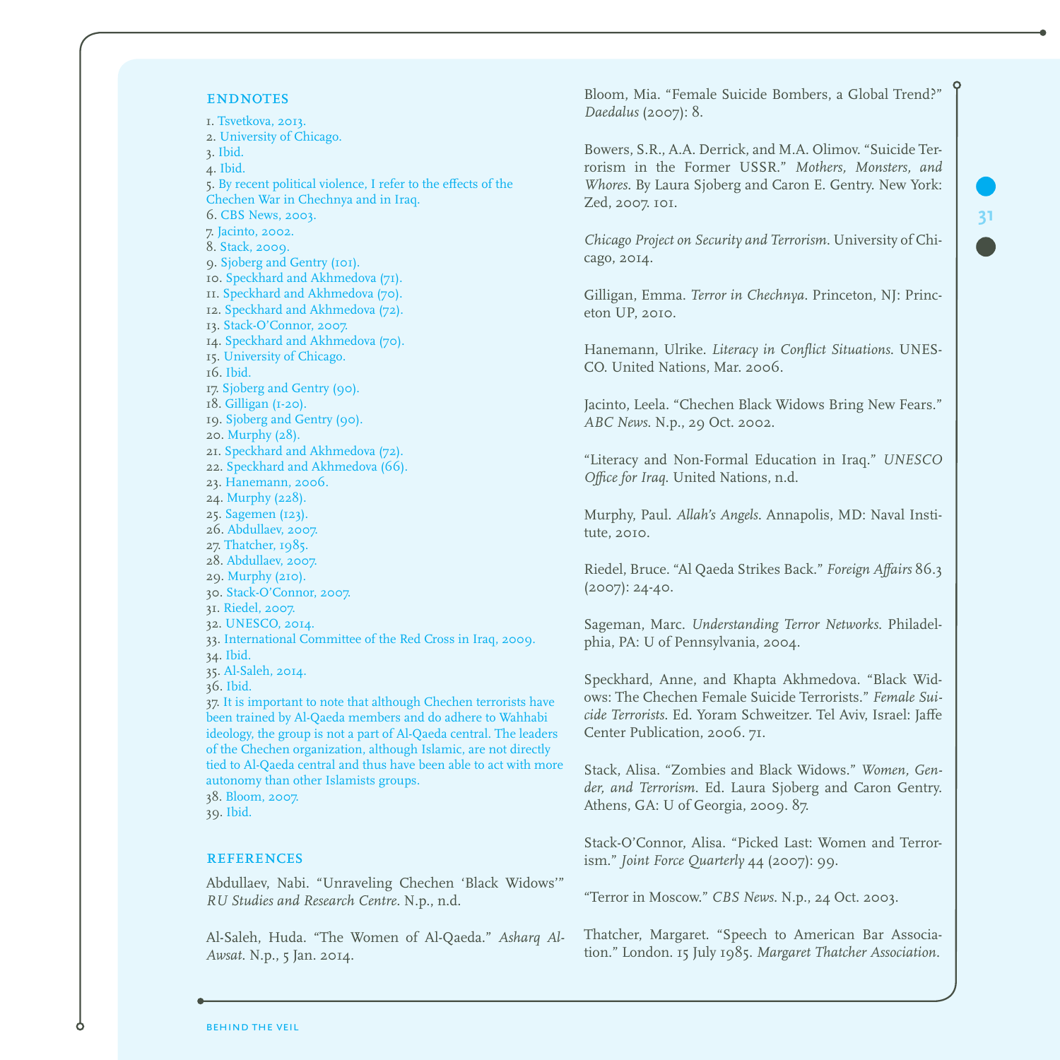## ENDNOTES

1. Tsvetkova, 2013.
2. University of Chicago.
3. Ibid.
4. Ibid.
5. By recent political violence, I refer to the effects of the Chechen War in Chechnya and in Iraq.
6. CBS News, 2003.
7. Jacinto, 2002.
8. Stack, 2009.
9. Sjoberg and Gentry (101).
10. Speckhard and Akhmedova (71).
11. Speckhard and Akhmedova (70).
12. Speckhard and Akhmedova (72).
13. Stack-O'Connor, 2007.
14. Speckhard and Akhmedova (70).
15. University of Chicago.
16. Ibid.
17. Sjoberg and Gentry (90).
18. Gilligan (1-20).
19. Sjoberg and Gentry (90).
20. Murphy (28).
21. Speckhard and Akhmedova (72).
22. Speckhard and Akhmedova (66).
23. Hanemann, 2006.
24. Murphy (228).
25. Sagemen (123).
26. Abdullaev, 2007.
27. Thatcher, 1985.
28. Abdullaev, 2007.
29. Murphy (210).
30. Stack-O'Connor, 2007.
31. Riedel, 2007.
32. UNESCO, 2014.
33. International Committee of the Red Cross in Iraq, 2009.
34. Ibid.
35. Al-Saleh, 2014.
36. Ibid.
37. It is important to note that although Chechen terrorists have been trained by Al-Qaeda members and do adhere to Wahhabi ideology, the group is not a part of Al-Qaeda central. The leaders of the Chechen organization, although Islamic, are not directly tied to Al-Qaeda central and thus have been able to act with more autonomy than other Islamists groups.
38. Bloom, 2007.
39. Ibid.

## REFERENCES

Abdullaev, Nabi. "Unraveling Chechen 'Black Widows'" *RU Studies and Research Centre*. N.p., n.d.

Al-Saleh, Huda. "The Women of Al-Qaeda." *Asharq Al-Awsat*. N.p., 5 Jan. 2014.

Bloom, Mia. "Female Suicide Bombers, a Global Trend?" *Daedalus* (2007): 8.

Bowers, S.R., A.A. Derrick, and M.A. Olimov. "Suicide Terrorism in the Former USSR." *Mothers, Monsters, and Whores*. By Laura Sjoberg and Caron E. Gentry. New York: Zed, 2007. 101.

*Chicago Project on Security and Terrorism*. University of Chicago, 2014.

Gilligan, Emma. *Terror in Chechnya*. Princeton, NJ: Princeton UP, 2010.

Hanemann, Ulrike. *Literacy in Conflict Situations*. UNESCO. United Nations, Mar. 2006.

Jacinto, Leela. "Chechen Black Widows Bring New Fears." *ABC News*. N.p., 29 Oct. 2002.

"Literacy and Non-Formal Education in Iraq." *UNESCO Office for Iraq*. United Nations, n.d.

Murphy, Paul. *Allah's Angels*. Annapolis, MD: Naval Institute, 2010.

Riedel, Bruce. "Al Qaeda Strikes Back." *Foreign Affairs* 86.3 (2007): 24-40.

Sageman, Marc. *Understanding Terror Networks*. Philadelphia, PA: U of Pennsylvania, 2004.

Speckhard, Anne, and Khapta Akhmedova. "Black Widows: The Chechen Female Suicide Terrorists." *Female Suicide Terrorists*. Ed. Yoram Schweitzer. Tel Aviv, Israel: Jaffe Center Publication, 2006. 71.

Stack, Alisa. "Zombies and Black Widows." *Women, Gender, and Terrorism*. Ed. Laura Sjoberg and Caron Gentry. Athens, GA: U of Georgia, 2009. 87.

Stack-O'Connor, Alisa. "Picked Last: Women and Terrorism." *Joint Force Quarterly* 44 (2007): 99.

"Terror in Moscow." *CBS News*. N.p., 24 Oct. 2003.

Thatcher, Margaret. "Speech to American Bar Association." London. 15 July 1985. *Margaret Thatcher Association*.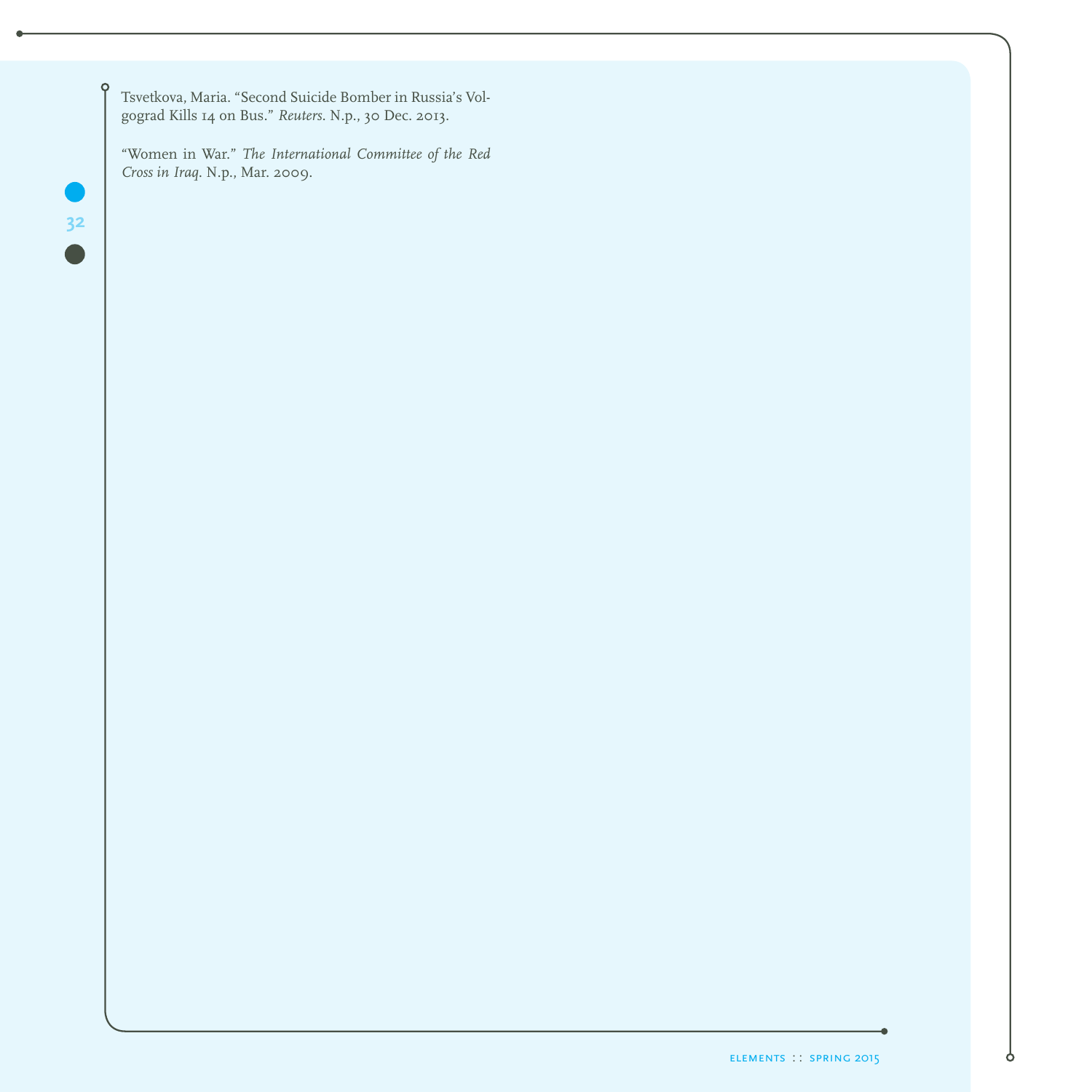Tsvetkova, Maria. "Second Suicide Bomber in Russia's Volgograd Kills 14 on Bus." *Reuters*. N.p., 30 Dec. 2013.

"Women in War." *The International Committee of the Red Cross in Iraq*. N.p., Mar. 2009.